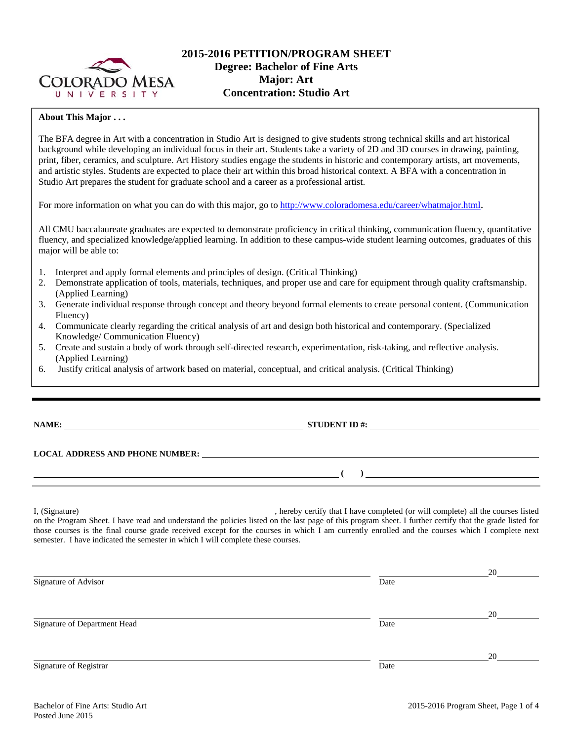# 2015-2016 PETITION/PROGRAM SHEET
## Degree: Bachelor of Fine Arts
## Major: Art
## Concentration: Studio Art

**About This Major . . .**

The BFA degree in Art with a concentration in Studio Art is designed to give students strong technical skills and art historical background while developing an individual focus in their art. Students take a variety of 2D and 3D courses in drawing, painting, print, fiber, ceramics, and sculpture. Art History studies engage the students in historic and contemporary artists, art movements, and artistic styles. Students are expected to place their art within this broad historical context. A BFA with a concentration in Studio Art prepares the student for graduate school and a career as a professional artist.

For more information on what you can do with this major, go to http://www.coloradomesa.edu/career/whatmajor.html.

All CMU baccalaureate graduates are expected to demonstrate proficiency in critical thinking, communication fluency, quantitative fluency, and specialized knowledge/applied learning. In addition to these campus-wide student learning outcomes, graduates of this major will be able to:

1. Interpret and apply formal elements and principles of design. (Critical Thinking)
2. Demonstrate application of tools, materials, techniques, and proper use and care for equipment through quality craftsmanship. (Applied Learning)
3. Generate individual response through concept and theory beyond formal elements to create personal content. (Communication Fluency)
4. Communicate clearly regarding the critical analysis of art and design both historical and contemporary. (Specialized Knowledge/ Communication Fluency)
5. Create and sustain a body of work through self-directed research, experimentation, risk-taking, and reflective analysis. (Applied Learning)
6. Justify critical analysis of artwork based on material, conceptual, and critical analysis. (Critical Thinking)

---

**NAME:** ______________________ **STUDENT ID #:** ______________________

**LOCAL ADDRESS AND PHONE NUMBER:** ______________________________________

______________________________________ **( )** ______________________

I, (Signature)______________________, hereby certify that I have completed (or will complete) all the courses listed on the Program Sheet. I have read and understand the policies listed on the last page of this program sheet. I further certify that the grade listed for those courses is the final course grade received except for the courses in which I am currently enrolled and the courses which I complete next semester. I have indicated the semester in which I will complete these courses.

______________________________________ ______________ 20______
Signature of Advisor Date

______________________________________ ______________ 20______
Signature of Department Head Date

______________________________________ ______________ 20______
Signature of Registrar Date

Bachelor of Fine Arts: Studio Art
Posted June 2015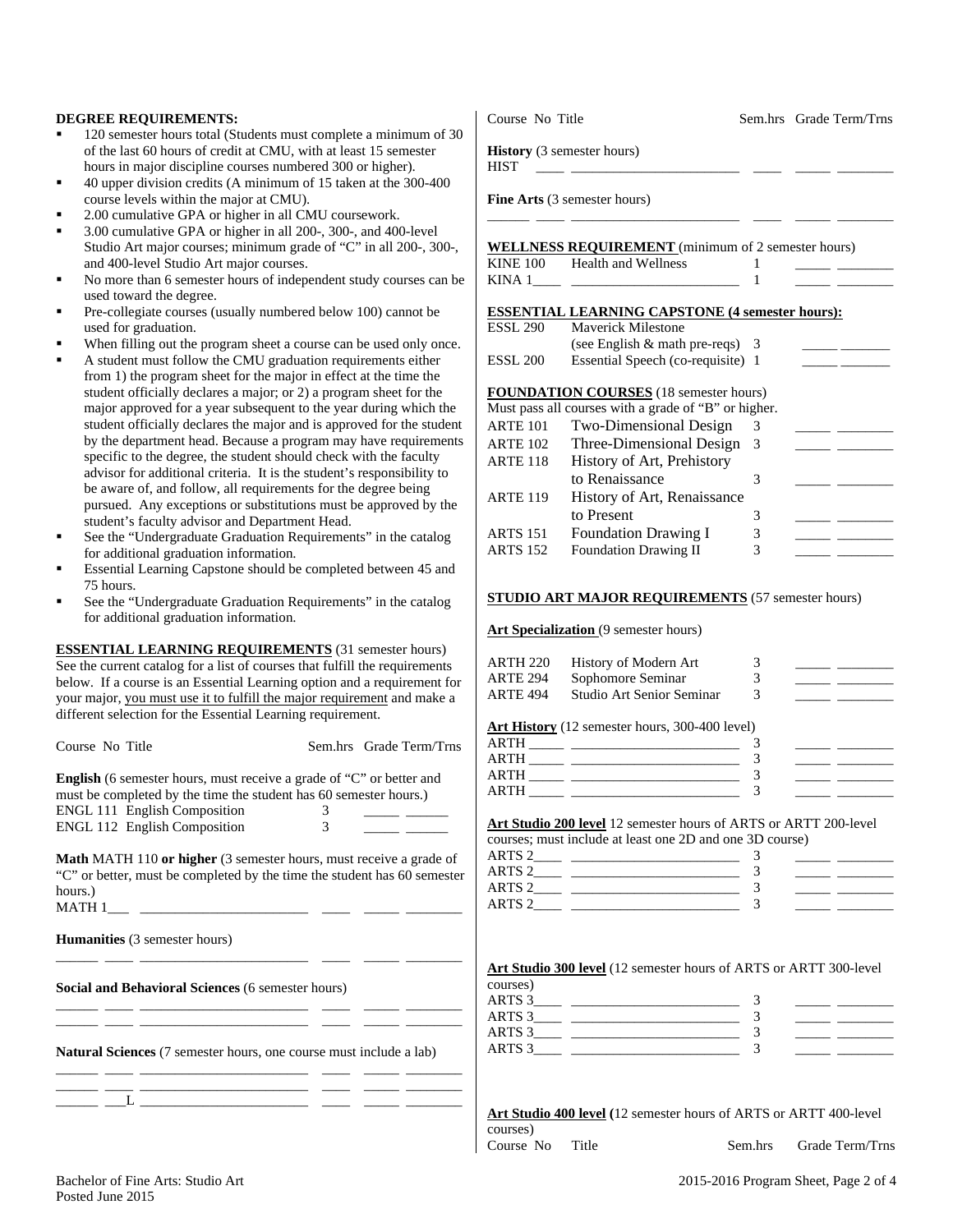**DEGREE REQUIREMENTS:**

- 120 semester hours total (Students must complete a minimum of 30 of the last 60 hours of credit at CMU, with at least 15 semester hours in major discipline courses numbered 300 or higher).
- 40 upper division credits (A minimum of 15 taken at the 300-400 course levels within the major at CMU).
- 2.00 cumulative GPA or higher in all CMU coursework.
- 3.00 cumulative GPA or higher in all 200-, 300-, and 400-level Studio Art major courses; minimum grade of "C" in all 200-, 300-, and 400-level Studio Art major courses.
- No more than 6 semester hours of independent study courses can be used toward the degree.
- Pre-collegiate courses (usually numbered below 100) cannot be used for graduation.
- When filling out the program sheet a course can be used only once.
- A student must follow the CMU graduation requirements either from 1) the program sheet for the major in effect at the time the student officially declares a major; or 2) a program sheet for the major approved for a year subsequent to the year during which the student officially declares the major and is approved for the student by the department head. Because a program may have requirements specific to the degree, the student should check with the faculty advisor for additional criteria. It is the student's responsibility to be aware of, and follow, all requirements for the degree being pursued. Any exceptions or substitutions must be approved by the student's faculty advisor and Department Head.
- See the "Undergraduate Graduation Requirements" in the catalog for additional graduation information.
- Essential Learning Capstone should be completed between 45 and 75 hours.
- See the "Undergraduate Graduation Requirements" in the catalog for additional graduation information.

**ESSENTIAL LEARNING REQUIREMENTS** (31 semester hours)
See the current catalog for a list of courses that fulfill the requirements below. If a course is an Essential Learning option and a requirement for your major, you must use it to fulfill the major requirement and make a different selection for the Essential Learning requirement.

| Course No | Title | Sem.hrs | Grade | Term/Trns |
|---|---|---|---|---|
| **English** (6 semester hours, must receive a grade of "C" or better and must be completed by the time the student has 60 semester hours.) | | | | |
| ENGL 111 | English Composition | 3 | _____ | ______ |
| ENGL 112 | English Composition | 3 | _____ | ______ |
| **Math** MATH 110 **or higher** (3 semester hours, must receive a grade of "C" or better, must be completed by the time the student has 60 semester hours.) | | | | |
| MATH 1___ | ________________________ | ____ | _____ | ________ |
| **Humanities** (3 semester hours) | | | | |
| ______ ____ | ________________________ | ____ | _____ | ________ |
| **Social and Behavioral Sciences** (6 semester hours) | | | | |
| ______ ____ | ________________________ | ____ | _____ | ________ |
| ______ ____ | ________________________ | ____ | _____ | ________ |
| **Natural Sciences** (7 semester hours, one course must include a lab) | | | | |
| ______ ____ | ________________________ | ____ | _____ | ________ |
| ______ ____ | ________________________ | ____ | _____ | ________ |
| ______ ___L | ________________________ | ____ | _____ | ________ |
| **History** (3 semester hours) | | | | |
| HIST ____ | ________________________ | ____ | _____ | ________ |
| **Fine Arts** (3 semester hours) | | | | |
| ______ ____ | ________________________ | ____ | _____ | ________ |

**WELLNESS REQUIREMENT** (minimum of 2 semester hours)

| Course No | Title | Sem.hrs | Grade | Term/Trns |
|---|---|---|---|---|
| KINE 100 | Health and Wellness | 1 | _____ | ________ |
| KINA 1____ | ________________________ | 1 | _____ | ________ |

**ESSENTIAL LEARNING CAPSTONE (4 semester hours):**

| Course No | Title | Sem.hrs | Grade | Term/Trns |
|---|---|---|---|---|
| ESSL 290 | Maverick Milestone (see English & math pre-reqs) | 3 | _____ | _______ |
| ESSL 200 | Essential Speech (co-requisite) | 1 | _____ | _______ |

**FOUNDATION COURSES** (18 semester hours)
Must pass all courses with a grade of "B" or higher.

| Course No | Title | Sem.hrs | Grade | Term/Trns |
|---|---|---|---|---|
| ARTE 101 | Two-Dimensional Design | 3 | _____ | ________ |
| ARTE 102 | Three-Dimensional Design | 3 | _____ | ________ |
| ARTE 118 | History of Art, Prehistory to Renaissance | 3 | _____ | ________ |
| ARTE 119 | History of Art, Renaissance to Present | 3 | _____ | ________ |
| ARTS 151 | Foundation Drawing I | 3 | _____ | ________ |
| ARTS 152 | Foundation Drawing II | 3 | _____ | ________ |

**STUDIO ART MAJOR REQUIREMENTS** (57 semester hours)

**Art Specialization** (9 semester hours)

| Course No | Title | Sem.hrs | Grade | Term/Trns |
|---|---|---|---|---|
| ARTH 220 | History of Modern Art | 3 | _____ | ________ |
| ARTE 294 | Sophomore Seminar | 3 | _____ | ________ |
| ARTE 494 | Studio Art Senior Seminar | 3 | _____ | ________ |

**Art History** (12 semester hours, 300-400 level)

| Course No | Title | Sem.hrs | Grade | Term/Trns |
|---|---|---|---|---|
| ARTH _____ | ________________________ | 3 | _____ | ________ |
| ARTH _____ | ________________________ | 3 | _____ | ________ |
| ARTH _____ | ________________________ | 3 | _____ | ________ |
| ARTH _____ | ________________________ | 3 | _____ | ________ |

**Art Studio 200 level** 12 semester hours of ARTS or ARTT 200-level courses; must include at least one 2D and one 3D course)

| Course No | Title | Sem.hrs | Grade | Term/Trns |
|---|---|---|---|---|
| ARTS 2____ | ________________________ | 3 | _____ | ________ |
| ARTS 2____ | ________________________ | 3 | _____ | ________ |
| ARTS 2____ | ________________________ | 3 | _____ | ________ |
| ARTS 2____ | ________________________ | 3 | _____ | ________ |

**Art Studio 300 level** (12 semester hours of ARTS or ARTT 300-level courses)

| Course No | Title | Sem.hrs | Grade | Term/Trns |
|---|---|---|---|---|
| ARTS 3____ | ________________________ | 3 | _____ | ________ |
| ARTS 3____ | ________________________ | 3 | _____ | ________ |
| ARTS 3____ | ________________________ | 3 | _____ | ________ |
| ARTS 3____ | ________________________ | 3 | _____ | ________ |

**Art Studio 400 level (**12 semester hours of ARTS or ARTT 400-level courses)

| Course No | Title | Sem.hrs | Grade | Term/Trns |
|---|---|---|---|---|

Bachelor of Fine Arts: Studio Art
Posted June 2015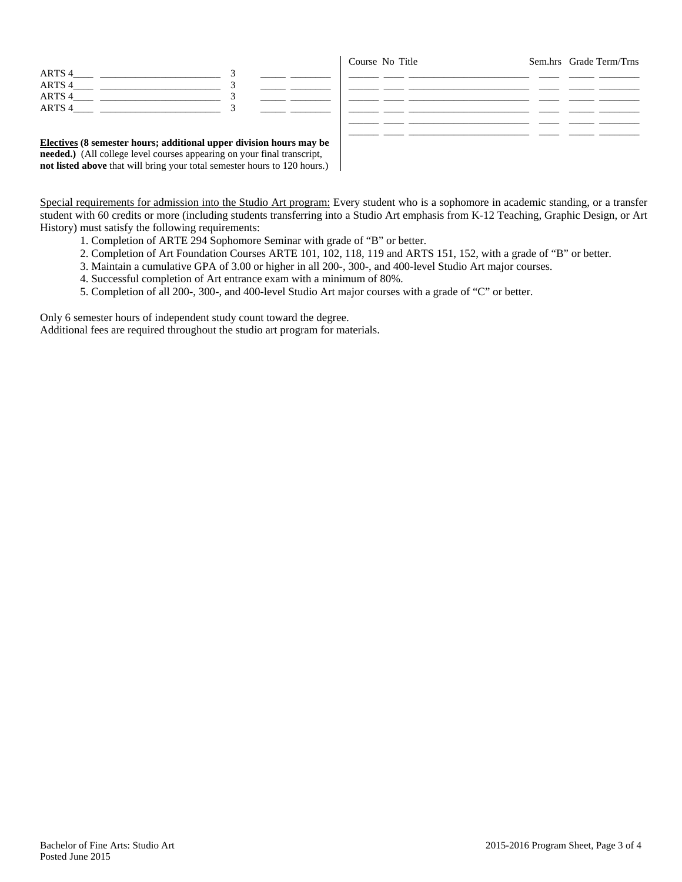| Course | Title | Sem.hrs | Grade | Term/Trns |
|---|---|---|---|---|
| ARTS 4____ | ________________________ | 3 | _____ | ________ |
| ARTS 4____ | ________________________ | 3 | _____ | ________ |
| ARTS 4____ | ________________________ | 3 | _____ | ________ |
| ARTS 4____ | ________________________ | 3 | _____ | ________ |

**Electives (8 semester hours; additional upper division hours may be needed.)** (All college level courses appearing on your final transcript, **not listed above** that will bring your total semester hours to 120 hours.)

| Course | No | Title | Sem.hrs | Grade | Term/Trns |
|---|---|---|---|---|---|
| ______ | ____ | ________________________ | ____ | _____ | ________ |
| ______ | ____ | ________________________ | ____ | _____ | ________ |
| ______ | ____ | ________________________ | ____ | _____ | ________ |
| ______ | ____ | ________________________ | ____ | _____ | ________ |
| ______ | ____ | ________________________ | ____ | _____ | ________ |

Special requirements for admission into the Studio Art program: Every student who is a sophomore in academic standing, or a transfer student with 60 credits or more (including students transferring into a Studio Art emphasis from K-12 Teaching, Graphic Design, or Art History) must satisfy the following requirements:

1. Completion of ARTE 294 Sophomore Seminar with grade of "B" or better.
2. Completion of Art Foundation Courses ARTE 101, 102, 118, 119 and ARTS 151, 152, with a grade of "B" or better.
3. Maintain a cumulative GPA of 3.00 or higher in all 200-, 300-, and 400-level Studio Art major courses.
4. Successful completion of Art entrance exam with a minimum of 80%.
5. Completion of all 200-, 300-, and 400-level Studio Art major courses with a grade of "C" or better.

Only 6 semester hours of independent study count toward the degree.
Additional fees are required throughout the studio art program for materials.

Bachelor of Fine Arts: Studio Art
Posted June 2015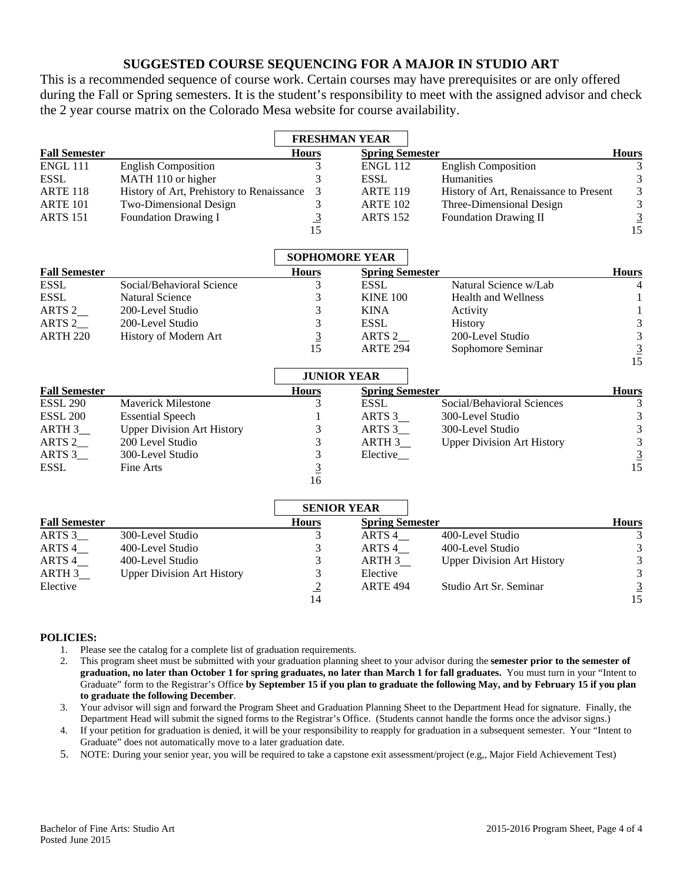## SUGGESTED COURSE SEQUENCING FOR A MAJOR IN STUDIO ART

This is a recommended sequence of course work. Certain courses may have prerequisites or are only offered during the Fall or Spring semesters. It is the student's responsibility to meet with the assigned advisor and check the 2 year course matrix on the Colorado Mesa website for course availability.

### FRESHMAN YEAR

| Fall Semester | | Hours | Spring Semester | | Hours |
|---|---|---|---|---|---|
| ENGL 111 | English Composition | 3 | ENGL 112 | English Composition | 3 |
| ESSL | MATH 110 or higher | 3 | ESSL | Humanities | 3 |
| ARTE 118 | History of Art, Prehistory to Renaissance | 3 | ARTE 119 | History of Art, Renaissance to Present | 3 |
| ARTE 101 | Two-Dimensional Design | 3 | ARTE 102 | Three-Dimensional Design | 3 |
| ARTS 151 | Foundation Drawing I | 3 | ARTS 152 | Foundation Drawing II | 3 |
| | | 15 | | | 15 |

### SOPHOMORE YEAR

| Fall Semester | | Hours | Spring Semester | | Hours |
|---|---|---|---|---|---|
| ESSL | Social/Behavioral Science | 3 | ESSL | Natural Science w/Lab | 4 |
| ESSL | Natural Science | 3 | KINE 100 | Health and Wellness | 1 |
| ARTS 2__ | 200-Level Studio | 3 | KINA | Activity | 1 |
| ARTS 2__ | 200-Level Studio | 3 | ESSL | History | 3 |
| ARTH 220 | History of Modern Art | 3 | ARTS 2__ | 200-Level Studio | 3 |
| | | 15 | ARTE 294 | Sophomore Seminar | 3 |
| | | | | | 15 |

### JUNIOR YEAR

| Fall Semester | | Hours | Spring Semester | | Hours |
|---|---|---|---|---|---|
| ESSL 290 | Maverick Milestone | 3 | ESSL | Social/Behavioral Sciences | 3 |
| ESSL 200 | Essential Speech | 1 | ARTS 3__ | 300-Level Studio | 3 |
| ARTH 3__ | Upper Division Art History | 3 | ARTS 3__ | 300-Level Studio | 3 |
| ARTS 2__ | 200 Level Studio | 3 | ARTH 3__ | Upper Division Art History | 3 |
| ARTS 3__ | 300-Level Studio | 3 | Elective__ | | 3 |
| ESSL | Fine Arts | 3 | | | 15 |
| | | 16 | | | |

### SENIOR YEAR

| Fall Semester | | Hours | Spring Semester | | Hours |
|---|---|---|---|---|---|
| ARTS 3__ | 300-Level Studio | 3 | ARTS 4__ | 400-Level Studio | 3 |
| ARTS 4__ | 400-Level Studio | 3 | ARTS 4__ | 400-Level Studio | 3 |
| ARTS 4__ | 400-Level Studio | 3 | ARTH 3__ | Upper Division Art History | 3 |
| ARTH 3__ | Upper Division Art History | 3 | Elective | | 3 |
| Elective | | 2 | ARTE 494 | Studio Art Sr. Seminar | 3 |
| | | 14 | | | 15 |

**POLICIES:**

1. Please see the catalog for a complete list of graduation requirements.
2. This program sheet must be submitted with your graduation planning sheet to your advisor during the **semester prior to the semester of graduation, no later than October 1 for spring graduates, no later than March 1 for fall graduates.** You must turn in your "Intent to Graduate" form to the Registrar's Office **by September 15 if you plan to graduate the following May, and by February 15 if you plan to graduate the following December**.
3. Your advisor will sign and forward the Program Sheet and Graduation Planning Sheet to the Department Head for signature. Finally, the Department Head will submit the signed forms to the Registrar's Office. (Students cannot handle the forms once the advisor signs.)
4. If your petition for graduation is denied, it will be your responsibility to reapply for graduation in a subsequent semester. Your "Intent to Graduate" does not automatically move to a later graduation date.
5. NOTE: During your senior year, you will be required to take a capstone exit assessment/project (e.g,, Major Field Achievement Test)

Bachelor of Fine Arts: Studio Art
Posted June 2015